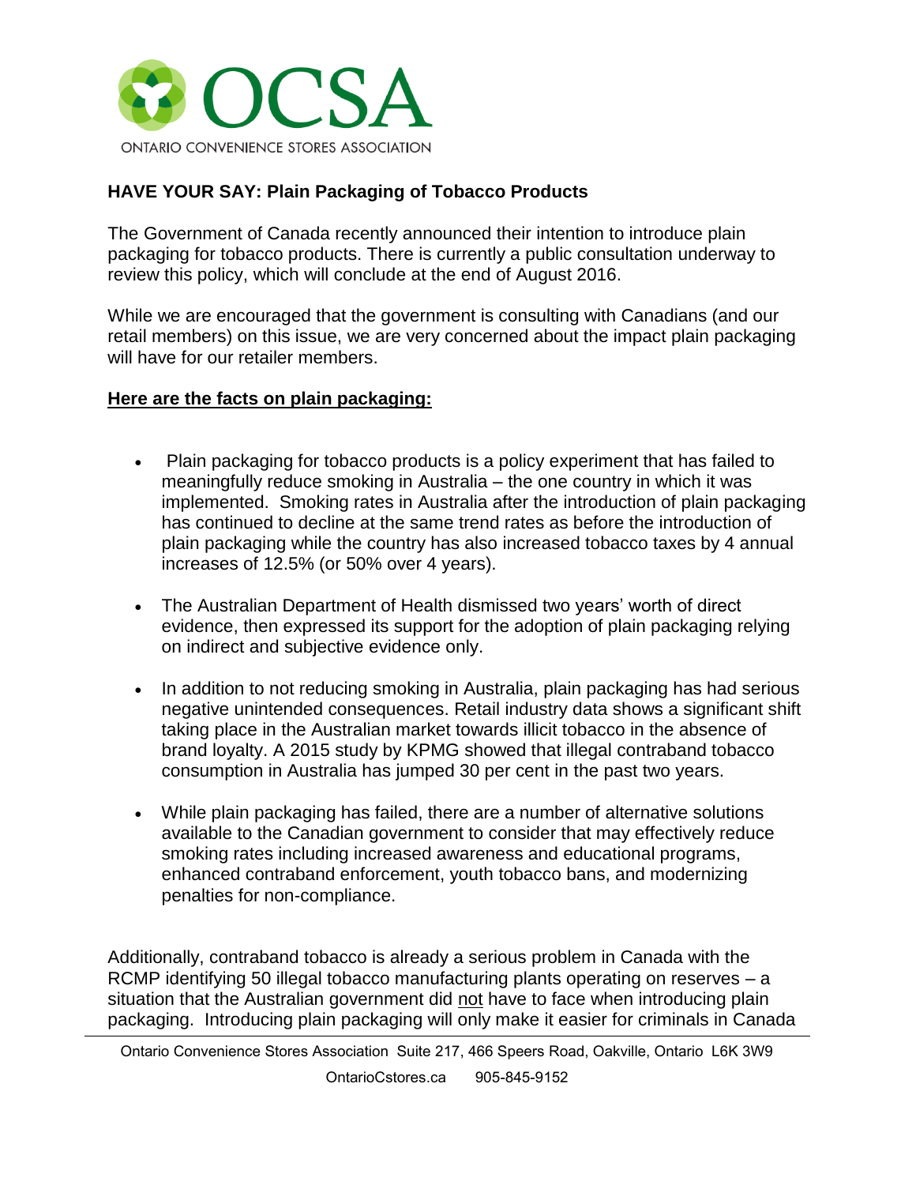# OCSA

ONTARIO CONVENIENCE STORES ASSOCIATION

## HAVE YOUR SAY: Plain Packaging of Tobacco Products

The Government of Canada recently announced their intention to introduce plain packaging for tobacco products. There is currently a public consultation underway to review this policy, which will conclude at the end of August 2016.

While we are encouraged that the government is consulting with Canadians (and our retail members) on this issue, we are very concerned about the impact plain packaging will have for our retailer members.

**Here are the facts on plain packaging:**

- Plain packaging for tobacco products is a policy experiment that has failed to meaningfully reduce smoking in Australia – the one country in which it was implemented. Smoking rates in Australia after the introduction of plain packaging has continued to decline at the same trend rates as before the introduction of plain packaging while the country has also increased tobacco taxes by 4 annual increases of 12.5% (or 50% over 4 years).
- The Australian Department of Health dismissed two years' worth of direct evidence, then expressed its support for the adoption of plain packaging relying on indirect and subjective evidence only.
- In addition to not reducing smoking in Australia, plain packaging has had serious negative unintended consequences. Retail industry data shows a significant shift taking place in the Australian market towards illicit tobacco in the absence of brand loyalty. A 2015 study by KPMG showed that illegal contraband tobacco consumption in Australia has jumped 30 per cent in the past two years.
- While plain packaging has failed, there are a number of alternative solutions available to the Canadian government to consider that may effectively reduce smoking rates including increased awareness and educational programs, enhanced contraband enforcement, youth tobacco bans, and modernizing penalties for non-compliance.

Additionally, contraband tobacco is already a serious problem in Canada with the RCMP identifying 50 illegal tobacco manufacturing plants operating on reserves – a situation that the Australian government did not have to face when introducing plain packaging. Introducing plain packaging will only make it easier for criminals in Canada

Ontario Convenience Stores Association Suite 217, 466 Speers Road, Oakville, Ontario L6K 3W9

OntarioCstores.ca 905-845-9152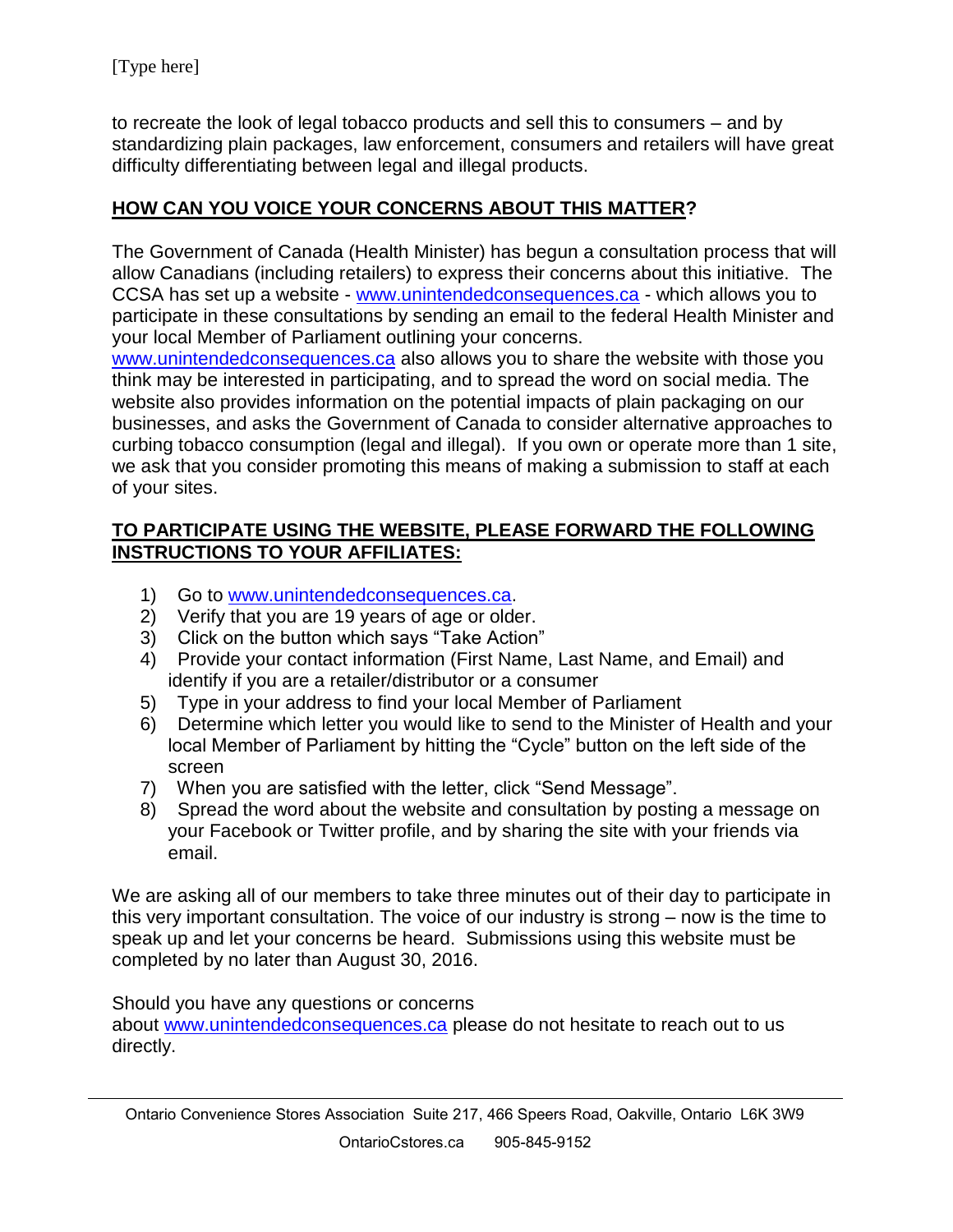to recreate the look of legal tobacco products and sell this to consumers – and by standardizing plain packages, law enforcement, consumers and retailers will have great difficulty differentiating between legal and illegal products.

## **HOW CAN YOU VOICE YOUR CONCERNS ABOUT THIS MATTER?**

The Government of Canada (Health Minister) has begun a consultation process that will allow Canadians (including retailers) to express their concerns about this initiative. The CCSA has set up a website - www.unintendedconsequences.ca - which allows you to participate in these consultations by sending an email to the federal Health Minister and your local Member of Parliament outlining your concerns. www.unintendedconsequences.ca also allows you to share the website with those you think may be interested in participating, and to spread the word on social media. The website also provides information on the potential impacts of plain packaging on our businesses, and asks the Government of Canada to consider alternative approaches to curbing tobacco consumption (legal and illegal). If you own or operate more than 1 site, we ask that you consider promoting this means of making a submission to staff at each of your sites.

## **TO PARTICIPATE USING THE WEBSITE, PLEASE FORWARD THE FOLLOWING INSTRUCTIONS TO YOUR AFFILIATES:**

1) Go to www.unintendedconsequences.ca.
2) Verify that you are 19 years of age or older.
3) Click on the button which says "Take Action"
4) Provide your contact information (First Name, Last Name, and Email) and identify if you are a retailer/distributor or a consumer
5) Type in your address to find your local Member of Parliament
6) Determine which letter you would like to send to the Minister of Health and your local Member of Parliament by hitting the "Cycle" button on the left side of the screen
7) When you are satisfied with the letter, click "Send Message".
8) Spread the word about the website and consultation by posting a message on your Facebook or Twitter profile, and by sharing the site with your friends via email.

We are asking all of our members to take three minutes out of their day to participate in this very important consultation. The voice of our industry is strong – now is the time to speak up and let your concerns be heard. Submissions using this website must be completed by no later than August 30, 2016.

Should you have any questions or concerns about www.unintendedconsequences.ca please do not hesitate to reach out to us directly.